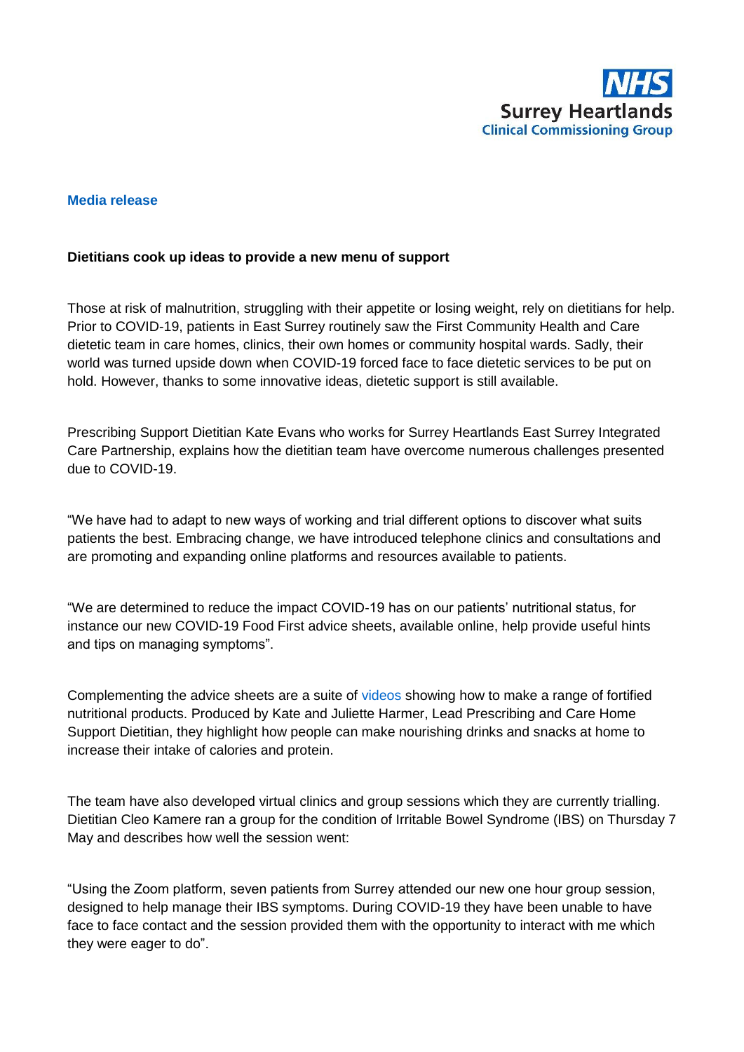NHS Surrey Heartlands Clinical Commissioning Group

**Media release**

**Dietitians cook up ideas to provide a new menu of support**

Those at risk of malnutrition, struggling with their appetite or losing weight, rely on dietitians for help. Prior to COVID-19, patients in East Surrey routinely saw the First Community Health and Care dietetic team in care homes, clinics, their own homes or community hospital wards. Sadly, their world was turned upside down when COVID-19 forced face to face dietetic services to be put on hold. However, thanks to some innovative ideas, dietetic support is still available.

Prescribing Support Dietitian Kate Evans who works for Surrey Heartlands East Surrey Integrated Care Partnership, explains how the dietitian team have overcome numerous challenges presented due to COVID-19.

"We have had to adapt to new ways of working and trial different options to discover what suits patients the best. Embracing change, we have introduced telephone clinics and consultations and are promoting and expanding online platforms and resources available to patients.

"We are determined to reduce the impact COVID-19 has on our patients' nutritional status, for instance our new COVID-19 Food First advice sheets, available online, help provide useful hints and tips on managing symptoms".

Complementing the advice sheets are a suite of videos showing how to make a range of fortified nutritional products. Produced by Kate and Juliette Harmer, Lead Prescribing and Care Home Support Dietitian, they highlight how people can make nourishing drinks and snacks at home to increase their intake of calories and protein.

The team have also developed virtual clinics and group sessions which they are currently trialling. Dietitian Cleo Kamere ran a group for the condition of Irritable Bowel Syndrome (IBS) on Thursday 7 May and describes how well the session went:

"Using the Zoom platform, seven patients from Surrey attended our new one hour group session, designed to help manage their IBS symptoms. During COVID-19 they have been unable to have face to face contact and the session provided them with the opportunity to interact with me which they were eager to do".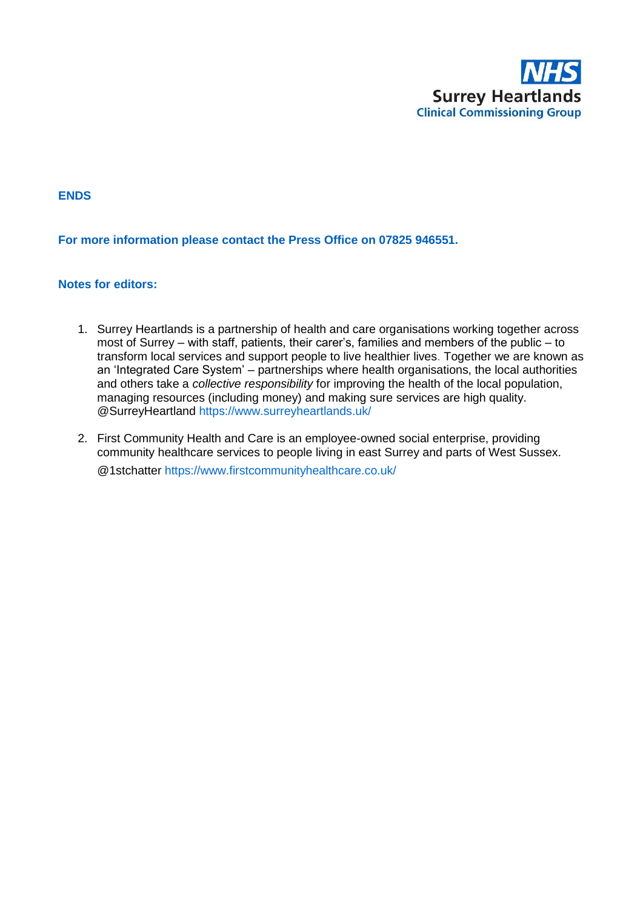**ENDS**

**For more information please contact the Press Office on 07825 946551.**

**Notes for editors:**

1. Surrey Heartlands is a partnership of health and care organisations working together across most of Surrey – with staff, patients, their carer's, families and members of the public – to transform local services and support people to live healthier lives. Together we are known as an 'Integrated Care System' – partnerships where health organisations, the local authorities and others take a *collective responsibility* for improving the health of the local population, managing resources (including money) and making sure services are high quality. @SurreyHeartland https://www.surreyheartlands.uk/

2. First Community Health and Care is an employee-owned social enterprise, providing community healthcare services to people living in east Surrey and parts of West Sussex. @1stchatter https://www.firstcommunityhealthcare.co.uk/